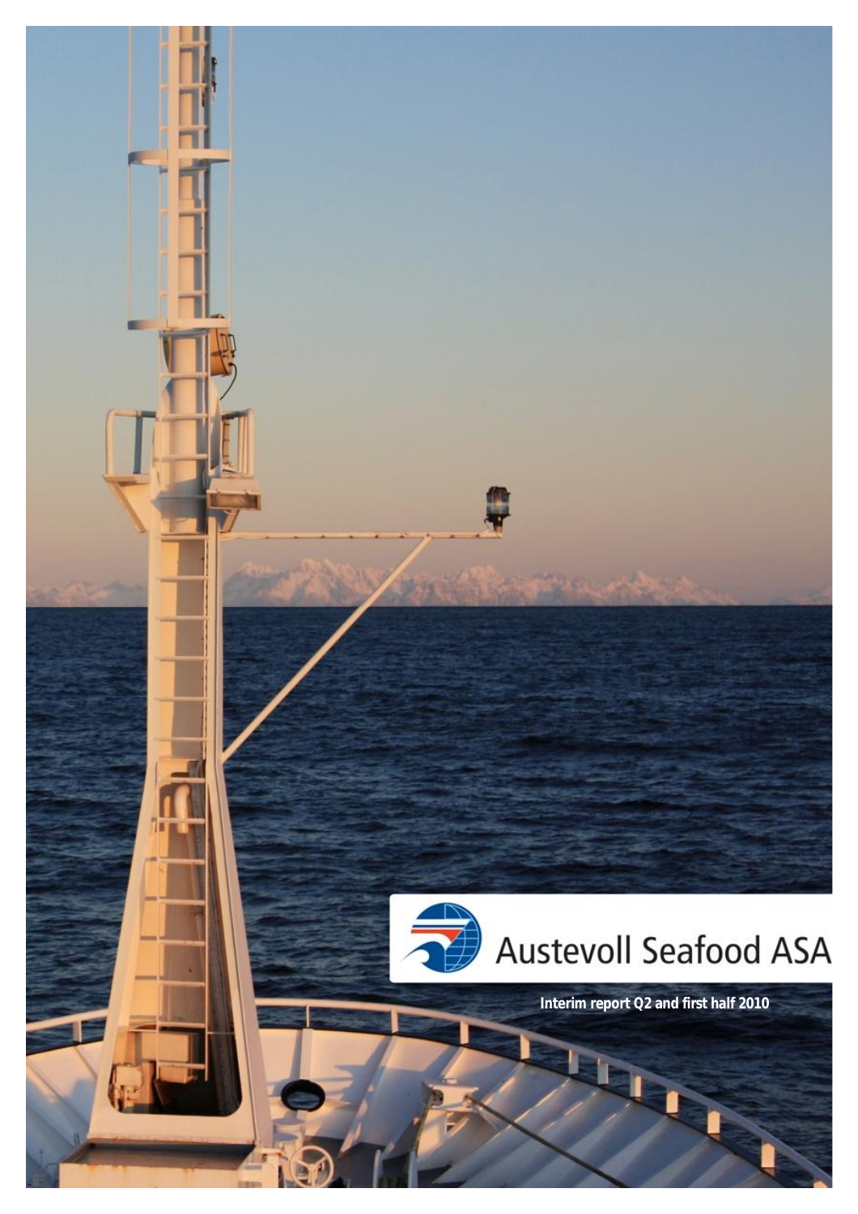# Austevoll Seafood ASA

**Interim report Q2 and first half 2010**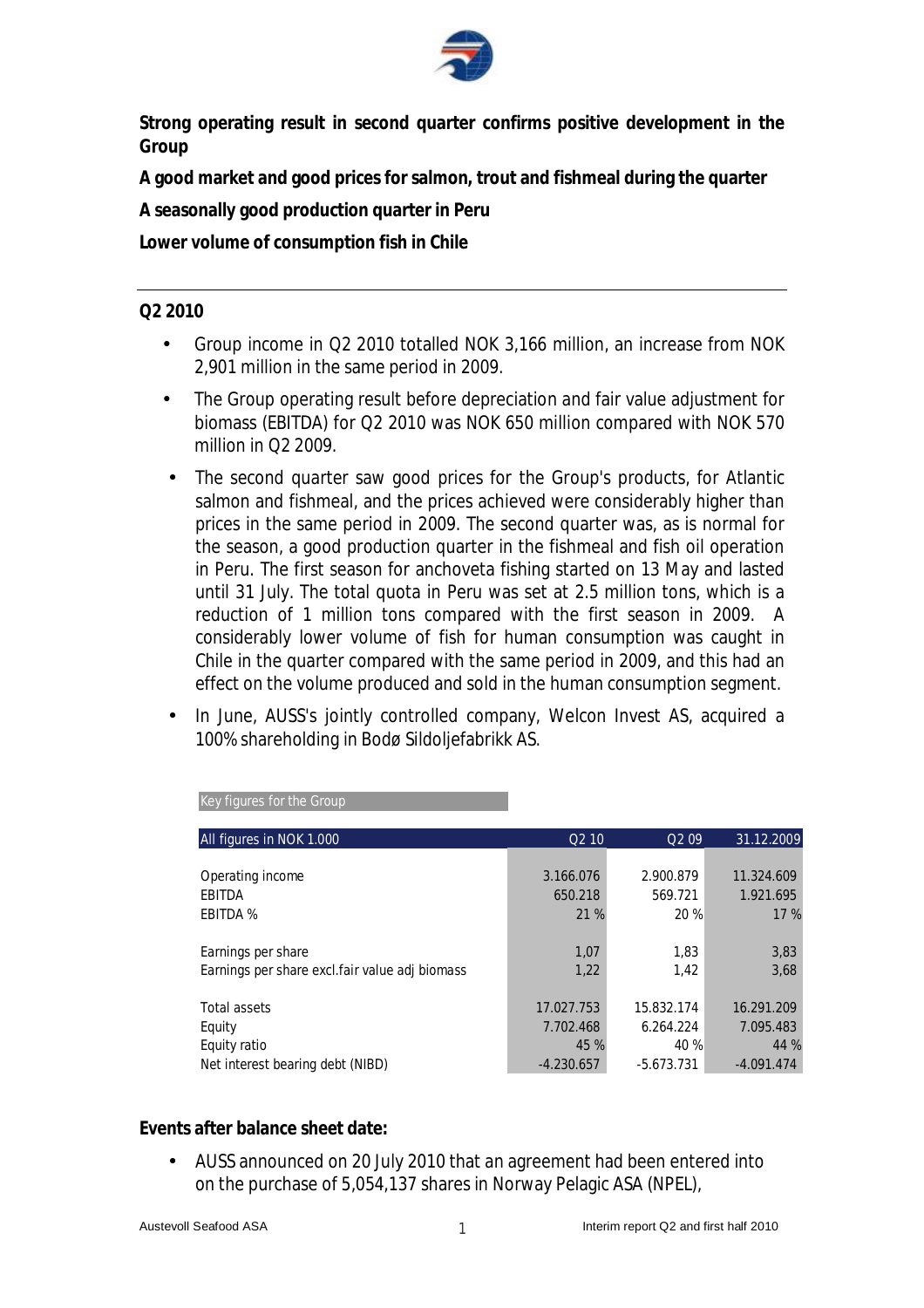**Strong operating result in second quarter confirms positive development in the Group**

**A good market and good prices for salmon, trout and fishmeal during the quarter**

**A seasonally good production quarter in Peru**

**Lower volume of consumption fish in Chile**

---

## Q2 2010

- Group income in Q2 2010 totalled NOK 3,166 million, an increase from NOK 2,901 million in the same period in 2009.
- The Group operating result before depreciation and fair value adjustment for biomass (EBITDA) for Q2 2010 was NOK 650 million compared with NOK 570 million in Q2 2009.
- The second quarter saw good prices for the Group's products, for Atlantic salmon and fishmeal, and the prices achieved were considerably higher than prices in the same period in 2009. The second quarter was, as is normal for the season, a good production quarter in the fishmeal and fish oil operation in Peru. The first season for anchoveta fishing started on 13 May and lasted until 31 July. The total quota in Peru was set at 2.5 million tons, which is a reduction of 1 million tons compared with the first season in 2009. A considerably lower volume of fish for human consumption was caught in Chile in the quarter compared with the same period in 2009, and this had an effect on the volume produced and sold in the human consumption segment.
- In June, AUSS's jointly controlled company, Welcon Invest AS, acquired a 100% shareholding in Bodø Sildoljefabrikk AS.

Key figures for the Group

| All figures in NOK 1.000 | Q2 10 | Q2 09 | 31.12.2009 |
|---|---|---|---|
| Operating income | 3.166.076 | 2.900.879 | 11.324.609 |
| EBITDA | 650.218 | 569.721 | 1.921.695 |
| EBITDA % | 21 % | 20 % | 17 % |
| Earnings per share | 1,07 | 1,83 | 3,83 |
| Earnings per share excl.fair value adj biomass | 1,22 | 1,42 | 3,68 |
| Total assets | 17.027.753 | 15.832.174 | 16.291.209 |
| Equity | 7.702.468 | 6.264.224 | 7.095.483 |
| Equity ratio | 45 % | 40 % | 44 % |
| Net interest bearing debt (NIBD) | -4.230.657 | -5.673.731 | -4.091.474 |

**Events after balance sheet date:**

- AUSS announced on 20 July 2010 that an agreement had been entered into on the purchase of 5,054,137 shares in Norway Pelagic ASA (NPEL),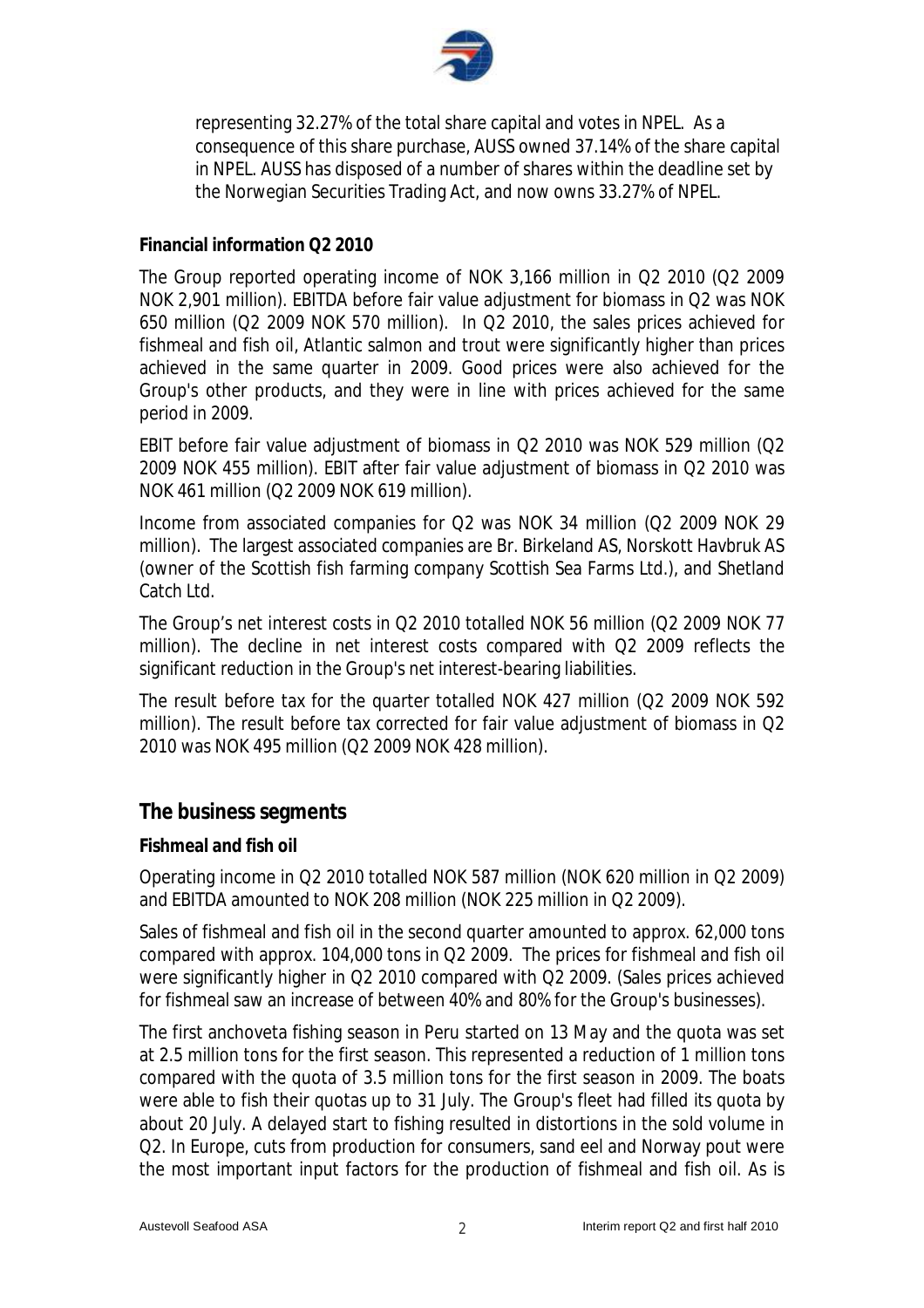representing 32.27% of the total share capital and votes in NPEL. As a consequence of this share purchase, AUSS owned 37.14% of the share capital in NPEL. AUSS has disposed of a number of shares within the deadline set by the Norwegian Securities Trading Act, and now owns 33.27% of NPEL.

**Financial information Q2 2010**

The Group reported operating income of NOK 3,166 million in Q2 2010 (Q2 2009 NOK 2,901 million). EBITDA before fair value adjustment for biomass in Q2 was NOK 650 million (Q2 2009 NOK 570 million). In Q2 2010, the sales prices achieved for fishmeal and fish oil, Atlantic salmon and trout were significantly higher than prices achieved in the same quarter in 2009. Good prices were also achieved for the Group's other products, and they were in line with prices achieved for the same period in 2009.

EBIT before fair value adjustment of biomass in Q2 2010 was NOK 529 million (Q2 2009 NOK 455 million). EBIT after fair value adjustment of biomass in Q2 2010 was NOK 461 million (Q2 2009 NOK 619 million).

Income from associated companies for Q2 was NOK 34 million (Q2 2009 NOK 29 million). The largest associated companies are Br. Birkeland AS, Norskott Havbruk AS (owner of the Scottish fish farming company Scottish Sea Farms Ltd.), and Shetland Catch Ltd.

The Group's net interest costs in Q2 2010 totalled NOK 56 million (Q2 2009 NOK 77 million). The decline in net interest costs compared with Q2 2009 reflects the significant reduction in the Group's net interest-bearing liabilities.

The result before tax for the quarter totalled NOK 427 million (Q2 2009 NOK 592 million). The result before tax corrected for fair value adjustment of biomass in Q2 2010 was NOK 495 million (Q2 2009 NOK 428 million).

## The business segments

**Fishmeal and fish oil**

Operating income in Q2 2010 totalled NOK 587 million (NOK 620 million in Q2 2009) and EBITDA amounted to NOK 208 million (NOK 225 million in Q2 2009).

Sales of fishmeal and fish oil in the second quarter amounted to approx. 62,000 tons compared with approx. 104,000 tons in Q2 2009. The prices for fishmeal and fish oil were significantly higher in Q2 2010 compared with Q2 2009. (Sales prices achieved for fishmeal saw an increase of between 40% and 80% for the Group's businesses).

The first anchoveta fishing season in Peru started on 13 May and the quota was set at 2.5 million tons for the first season. This represented a reduction of 1 million tons compared with the quota of 3.5 million tons for the first season in 2009. The boats were able to fish their quotas up to 31 July. The Group's fleet had filled its quota by about 20 July. A delayed start to fishing resulted in distortions in the sold volume in Q2. In Europe, cuts from production for consumers, sand eel and Norway pout were the most important input factors for the production of fishmeal and fish oil. As is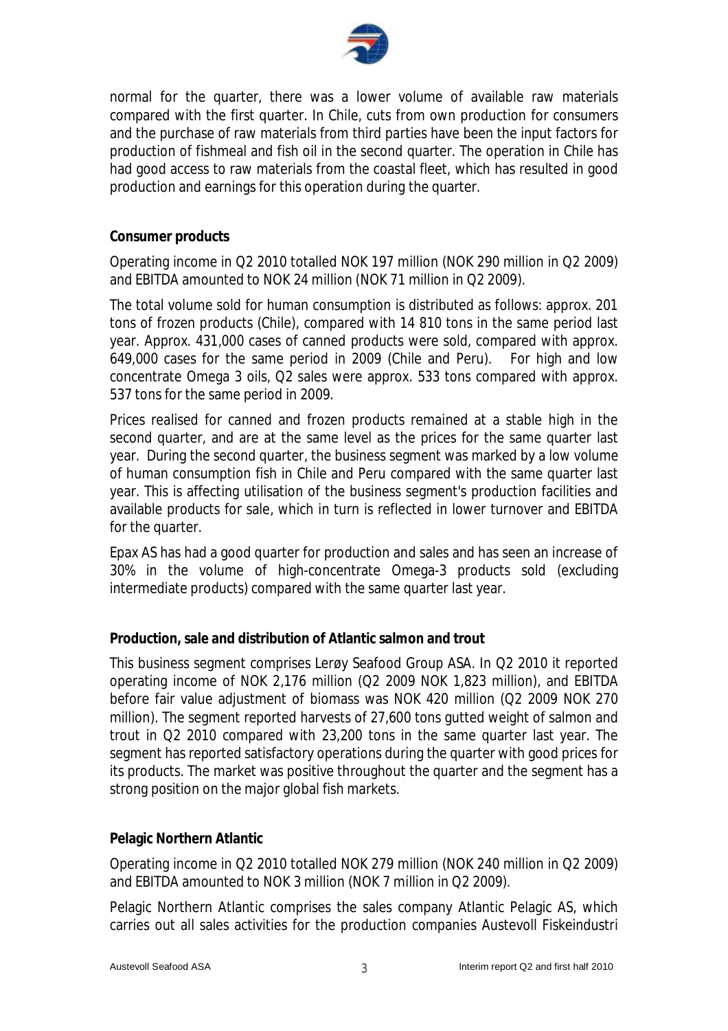normal for the quarter, there was a lower volume of available raw materials compared with the first quarter. In Chile, cuts from own production for consumers and the purchase of raw materials from third parties have been the input factors for production of fishmeal and fish oil in the second quarter. The operation in Chile has had good access to raw materials from the coastal fleet, which has resulted in good production and earnings for this operation during the quarter.

**Consumer products**

Operating income in Q2 2010 totalled NOK 197 million (NOK 290 million in Q2 2009) and EBITDA amounted to NOK 24 million (NOK 71 million in Q2 2009).

The total volume sold for human consumption is distributed as follows: approx. 201 tons of frozen products (Chile), compared with 14 810 tons in the same period last year. Approx. 431,000 cases of canned products were sold, compared with approx. 649,000 cases for the same period in 2009 (Chile and Peru). For high and low concentrate Omega 3 oils, Q2 sales were approx. 533 tons compared with approx. 537 tons for the same period in 2009.

Prices realised for canned and frozen products remained at a stable high in the second quarter, and are at the same level as the prices for the same quarter last year. During the second quarter, the business segment was marked by a low volume of human consumption fish in Chile and Peru compared with the same quarter last year. This is affecting utilisation of the business segment's production facilities and available products for sale, which in turn is reflected in lower turnover and EBITDA for the quarter.

Epax AS has had a good quarter for production and sales and has seen an increase of 30% in the volume of high-concentrate Omega-3 products sold (excluding intermediate products) compared with the same quarter last year.

**Production, sale and distribution of Atlantic salmon and trout**

This business segment comprises Lerøy Seafood Group ASA. In Q2 2010 it reported operating income of NOK 2,176 million (Q2 2009 NOK 1,823 million), and EBITDA before fair value adjustment of biomass was NOK 420 million (Q2 2009 NOK 270 million). The segment reported harvests of 27,600 tons gutted weight of salmon and trout in Q2 2010 compared with 23,200 tons in the same quarter last year. The segment has reported satisfactory operations during the quarter with good prices for its products. The market was positive throughout the quarter and the segment has a strong position on the major global fish markets.

**Pelagic Northern Atlantic**

Operating income in Q2 2010 totalled NOK 279 million (NOK 240 million in Q2 2009) and EBITDA amounted to NOK 3 million (NOK 7 million in Q2 2009).

Pelagic Northern Atlantic comprises the sales company Atlantic Pelagic AS, which carries out all sales activities for the production companies Austevoll Fiskeindustri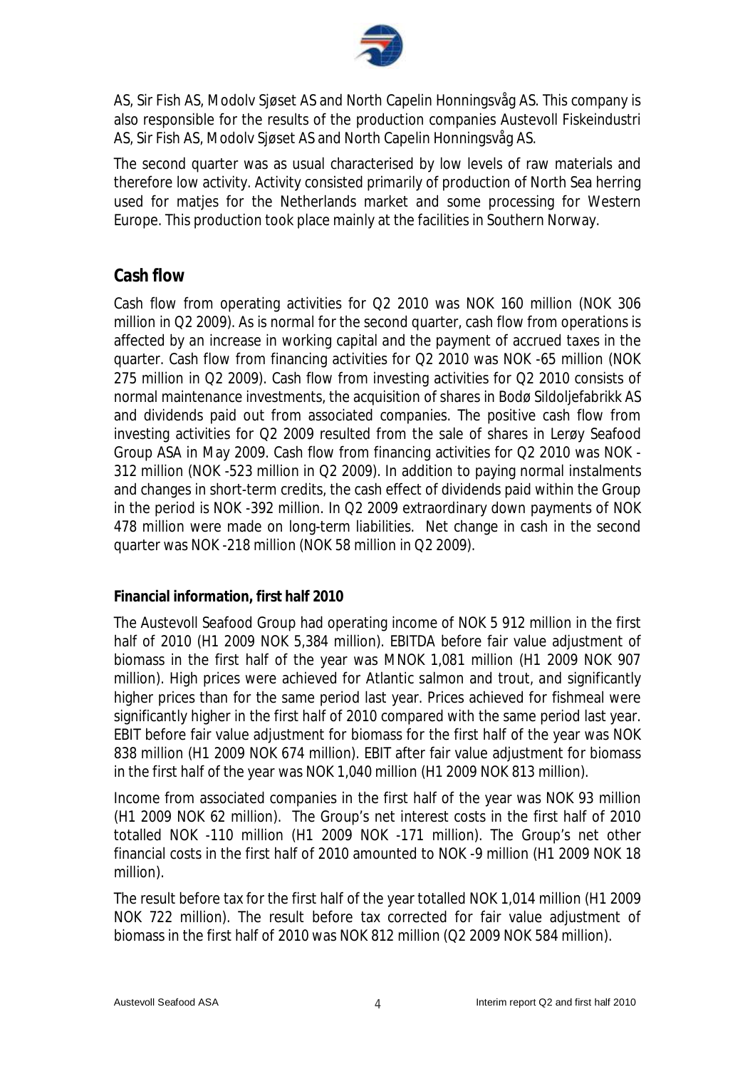AS, Sir Fish AS, Modolv Sjøset AS and North Capelin Honningsvåg AS. This company is also responsible for the results of the production companies Austevoll Fiskeindustri AS, Sir Fish AS, Modolv Sjøset AS and North Capelin Honningsvåg AS.

The second quarter was as usual characterised by low levels of raw materials and therefore low activity. Activity consisted primarily of production of North Sea herring used for matjes for the Netherlands market and some processing for Western Europe. This production took place mainly at the facilities in Southern Norway.

## Cash flow

Cash flow from operating activities for Q2 2010 was NOK 160 million (NOK 306 million in Q2 2009). As is normal for the second quarter, cash flow from operations is affected by an increase in working capital and the payment of accrued taxes in the quarter. Cash flow from financing activities for Q2 2010 was NOK -65 million (NOK 275 million in Q2 2009). Cash flow from investing activities for Q2 2010 consists of normal maintenance investments, the acquisition of shares in Bodø Sildoljefabrikk AS and dividends paid out from associated companies. The positive cash flow from investing activities for Q2 2009 resulted from the sale of shares in Lerøy Seafood Group ASA in May 2009. Cash flow from financing activities for Q2 2010 was NOK -312 million (NOK -523 million in Q2 2009). In addition to paying normal instalments and changes in short-term credits, the cash effect of dividends paid within the Group in the period is NOK -392 million. In Q2 2009 extraordinary down payments of NOK 478 million were made on long-term liabilities. Net change in cash in the second quarter was NOK -218 million (NOK 58 million in Q2 2009).

### Financial information, first half 2010

The Austevoll Seafood Group had operating income of NOK 5 912 million in the first half of 2010 (H1 2009 NOK 5,384 million). EBITDA before fair value adjustment of biomass in the first half of the year was MNOK 1,081 million (H1 2009 NOK 907 million). High prices were achieved for Atlantic salmon and trout, and significantly higher prices than for the same period last year. Prices achieved for fishmeal were significantly higher in the first half of 2010 compared with the same period last year. EBIT before fair value adjustment for biomass for the first half of the year was NOK 838 million (H1 2009 NOK 674 million). EBIT after fair value adjustment for biomass in the first half of the year was NOK 1,040 million (H1 2009 NOK 813 million).

Income from associated companies in the first half of the year was NOK 93 million (H1 2009 NOK 62 million). The Group's net interest costs in the first half of 2010 totalled NOK -110 million (H1 2009 NOK -171 million). The Group's net other financial costs in the first half of 2010 amounted to NOK -9 million (H1 2009 NOK 18 million).

The result before tax for the first half of the year totalled NOK 1,014 million (H1 2009 NOK 722 million). The result before tax corrected for fair value adjustment of biomass in the first half of 2010 was NOK 812 million (Q2 2009 NOK 584 million).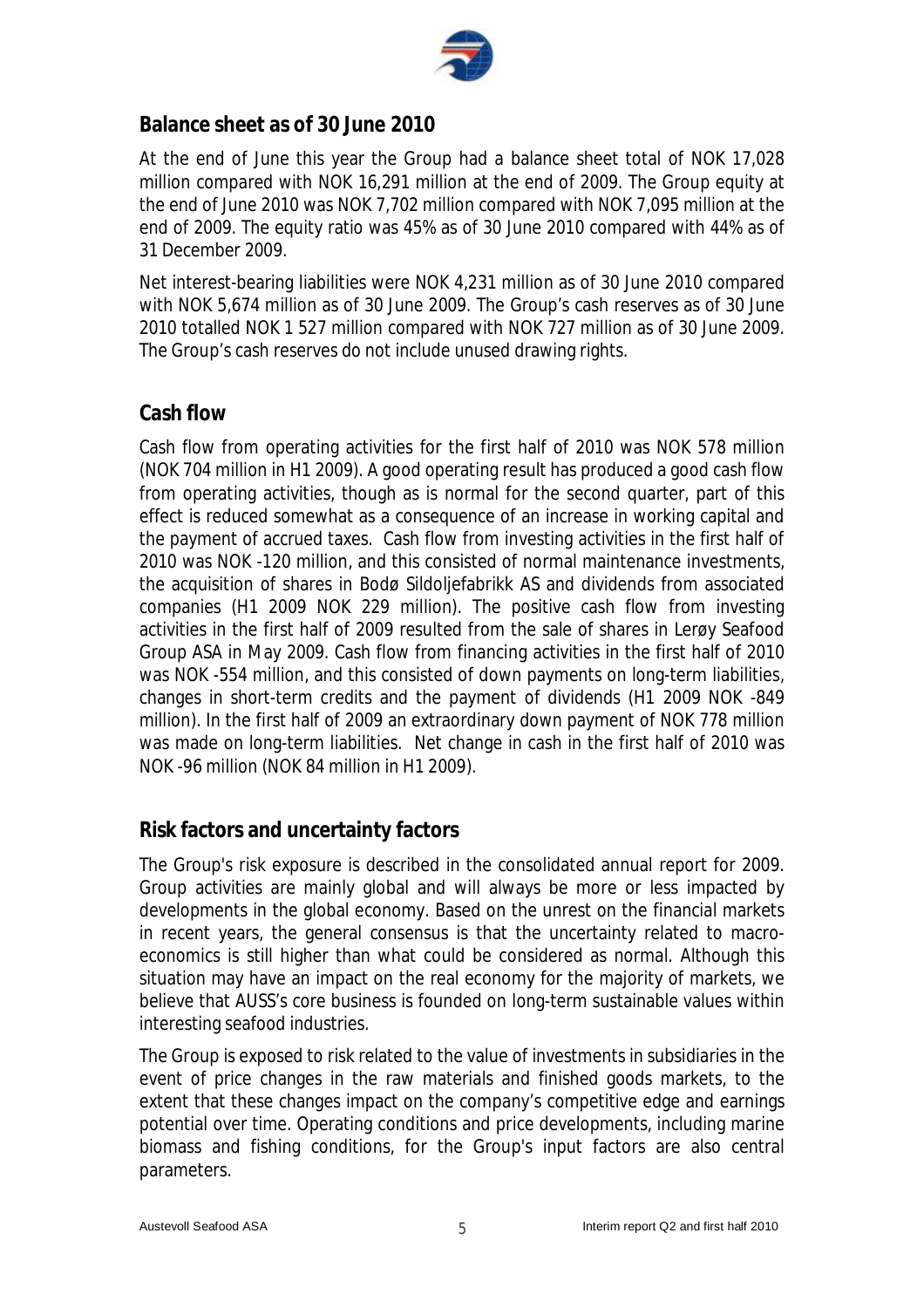## Balance sheet as of 30 June 2010

At the end of June this year the Group had a balance sheet total of NOK 17,028 million compared with NOK 16,291 million at the end of 2009. The Group equity at the end of June 2010 was NOK 7,702 million compared with NOK 7,095 million at the end of 2009. The equity ratio was 45% as of 30 June 2010 compared with 44% as of 31 December 2009.

Net interest-bearing liabilities were NOK 4,231 million as of 30 June 2010 compared with NOK 5,674 million as of 30 June 2009. The Group's cash reserves as of 30 June 2010 totalled NOK 1 527 million compared with NOK 727 million as of 30 June 2009. The Group's cash reserves do not include unused drawing rights.

## Cash flow

Cash flow from operating activities for the first half of 2010 was NOK 578 million (NOK 704 million in H1 2009). A good operating result has produced a good cash flow from operating activities, though as is normal for the second quarter, part of this effect is reduced somewhat as a consequence of an increase in working capital and the payment of accrued taxes. Cash flow from investing activities in the first half of 2010 was NOK -120 million, and this consisted of normal maintenance investments, the acquisition of shares in Bodø Sildoljefabrikk AS and dividends from associated companies (H1 2009 NOK 229 million). The positive cash flow from investing activities in the first half of 2009 resulted from the sale of shares in Lerøy Seafood Group ASA in May 2009. Cash flow from financing activities in the first half of 2010 was NOK -554 million, and this consisted of down payments on long-term liabilities, changes in short-term credits and the payment of dividends (H1 2009 NOK -849 million). In the first half of 2009 an extraordinary down payment of NOK 778 million was made on long-term liabilities. Net change in cash in the first half of 2010 was NOK -96 million (NOK 84 million in H1 2009).

## Risk factors and uncertainty factors

The Group's risk exposure is described in the consolidated annual report for 2009. Group activities are mainly global and will always be more or less impacted by developments in the global economy. Based on the unrest on the financial markets in recent years, the general consensus is that the uncertainty related to macro-economics is still higher than what could be considered as normal. Although this situation may have an impact on the real economy for the majority of markets, we believe that AUSS's core business is founded on long-term sustainable values within interesting seafood industries.

The Group is exposed to risk related to the value of investments in subsidiaries in the event of price changes in the raw materials and finished goods markets, to the extent that these changes impact on the company's competitive edge and earnings potential over time. Operating conditions and price developments, including marine biomass and fishing conditions, for the Group's input factors are also central parameters.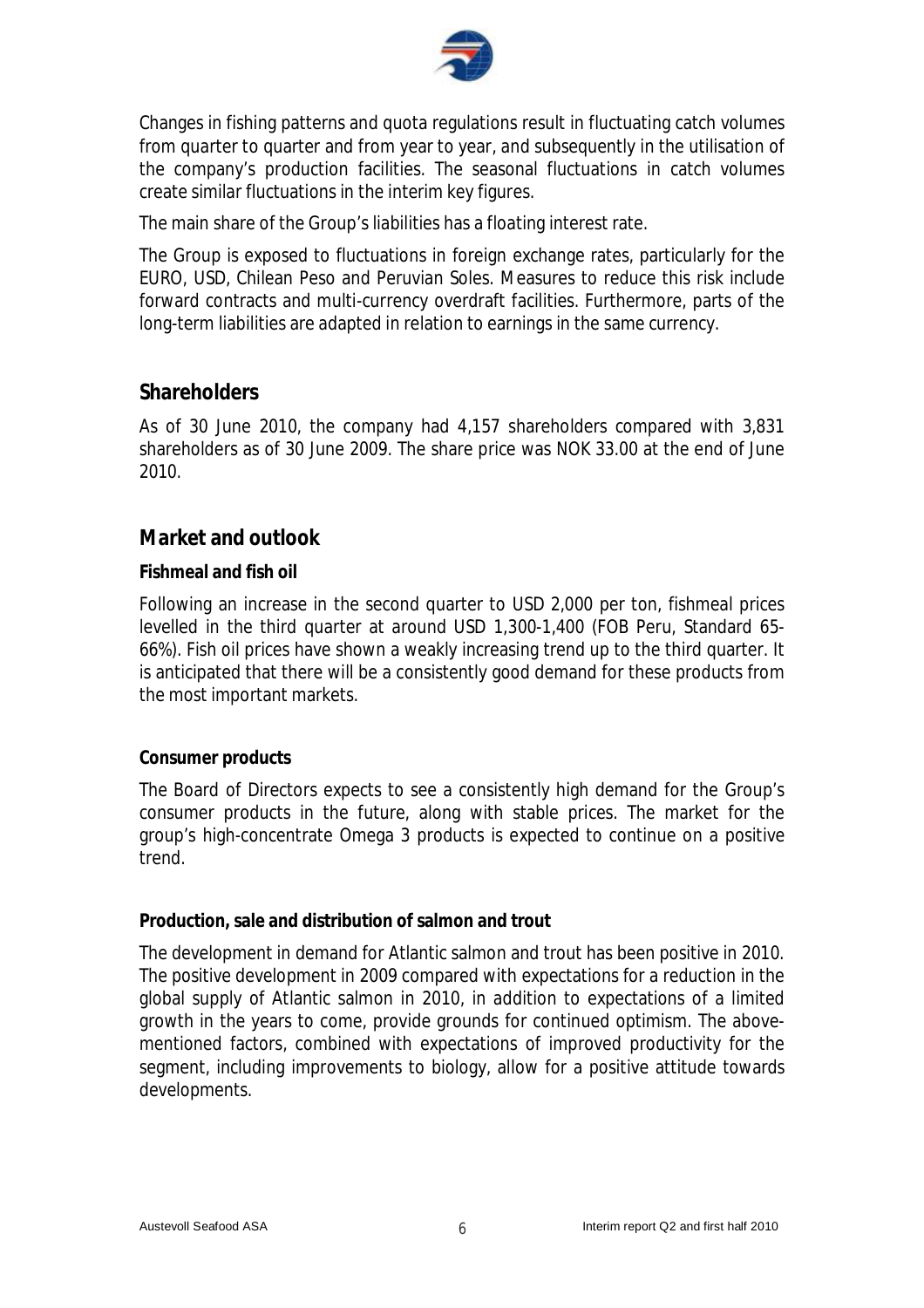Changes in fishing patterns and quota regulations result in fluctuating catch volumes from quarter to quarter and from year to year, and subsequently in the utilisation of the company's production facilities. The seasonal fluctuations in catch volumes create similar fluctuations in the interim key figures.

The main share of the Group's liabilities has a floating interest rate.

The Group is exposed to fluctuations in foreign exchange rates, particularly for the EURO, USD, Chilean Peso and Peruvian Soles. Measures to reduce this risk include forward contracts and multi-currency overdraft facilities. Furthermore, parts of the long-term liabilities are adapted in relation to earnings in the same currency.

## Shareholders

As of 30 June 2010, the company had 4,157 shareholders compared with 3,831 shareholders as of 30 June 2009. The share price was NOK 33.00 at the end of June 2010.

## Market and outlook

### Fishmeal and fish oil

Following an increase in the second quarter to USD 2,000 per ton, fishmeal prices levelled in the third quarter at around USD 1,300-1,400 (FOB Peru, Standard 65-66%). Fish oil prices have shown a weakly increasing trend up to the third quarter. It is anticipated that there will be a consistently good demand for these products from the most important markets.

### Consumer products

The Board of Directors expects to see a consistently high demand for the Group's consumer products in the future, along with stable prices. The market for the group's high-concentrate Omega 3 products is expected to continue on a positive trend.

### Production, sale and distribution of salmon and trout

The development in demand for Atlantic salmon and trout has been positive in 2010. The positive development in 2009 compared with expectations for a reduction in the global supply of Atlantic salmon in 2010, in addition to expectations of a limited growth in the years to come, provide grounds for continued optimism. The above-mentioned factors, combined with expectations of improved productivity for the segment, including improvements to biology, allow for a positive attitude towards developments.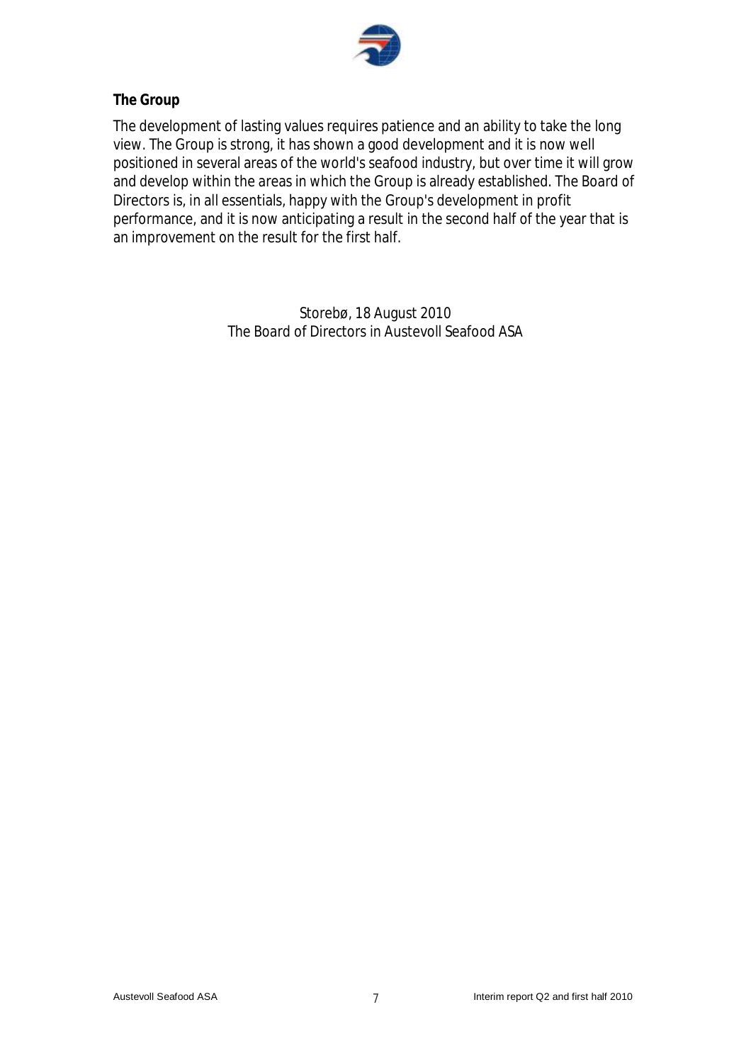## The Group

The development of lasting values requires patience and an ability to take the long view. The Group is strong, it has shown a good development and it is now well positioned in several areas of the world's seafood industry, but over time it will grow and develop within the areas in which the Group is already established. The Board of Directors is, in all essentials, happy with the Group's development in profit performance, and it is now anticipating a result in the second half of the year that is an improvement on the result for the first half.

Storebø, 18 August 2010
The Board of Directors in Austevoll Seafood ASA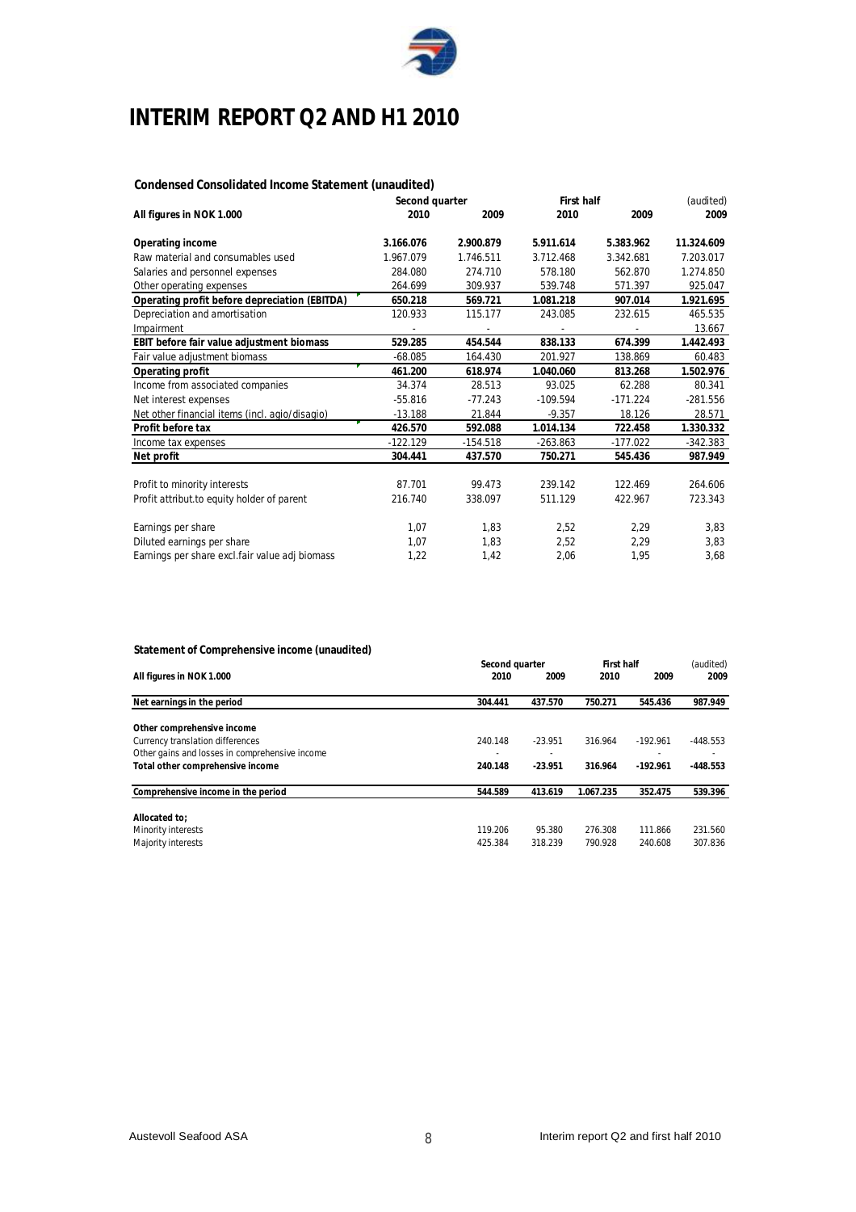# INTERIM REPORT Q2 AND H1 2010

**Condensed Consolidated Income Statement (unaudited)**

| All figures in NOK 1.000 | Second quarter 2010 | Second quarter 2009 | First half 2010 | First half 2009 | (audited) 2009 |
|---|---|---|---|---|---|
| **Operating income** | **3.166.076** | **2.900.879** | **5.911.614** | **5.383.962** | **11.324.609** |
| Raw material and consumables used | 1.967.079 | 1.746.511 | 3.712.468 | 3.342.681 | 7.203.017 |
| Salaries and personnel expenses | 284.080 | 274.710 | 578.180 | 562.870 | 1.274.850 |
| Other operating expenses | 264.699 | 309.937 | 539.748 | 571.397 | 925.047 |
| **Operating profit before depreciation (EBITDA)** | **650.218** | **569.721** | **1.081.218** | **907.014** | **1.921.695** |
| Depreciation and amortisation | 120.933 | 115.177 | 243.085 | 232.615 | 465.535 |
| Impairment | - | - | - | - | 13.667 |
| **EBIT before fair value adjustment biomass** | **529.285** | **454.544** | **838.133** | **674.399** | **1.442.493** |
| Fair value adjustment biomass | -68.085 | 164.430 | 201.927 | 138.869 | 60.483 |
| **Operating profit** | **461.200** | **618.974** | **1.040.060** | **813.268** | **1.502.976** |
| Income from associated companies | 34.374 | 28.513 | 93.025 | 62.288 | 80.341 |
| Net interest expenses | -55.816 | -77.243 | -109.594 | -171.224 | -281.556 |
| Net other financial items (incl. agio/disagio) | -13.188 | 21.844 | -9.357 | 18.126 | 28.571 |
| **Profit before tax** | **426.570** | **592.088** | **1.014.134** | **722.458** | **1.330.332** |
| Income tax expenses | -122.129 | -154.518 | -263.863 | -177.022 | -342.383 |
| **Net profit** | **304.441** | **437.570** | **750.271** | **545.436** | **987.949** |
| | | | | | |
| Profit to minority interests | 87.701 | 99.473 | 239.142 | 122.469 | 264.606 |
| Profit attribut.to equity holder of parent | 216.740 | 338.097 | 511.129 | 422.967 | 723.343 |
| | | | | | |
| Earnings per share | 1,07 | 1,83 | 2,52 | 2,29 | 3,83 |
| Diluted earnings per share | 1,07 | 1,83 | 2,52 | 2,29 | 3,83 |
| Earnings per share excl.fair value adj biomass | 1,22 | 1,42 | 2,06 | 1,95 | 3,68 |

**Statement of Comprehensive income (unaudited)**

| All figures in NOK 1.000 | Second quarter 2010 | Second quarter 2009 | First half 2010 | First half 2009 | (audited) 2009 |
|---|---|---|---|---|---|
| **Net earnings in the period** | **304.441** | **437.570** | **750.271** | **545.436** | **987.949** |
| | | | | | |
| **Other comprehensive income** | | | | | |
| Currency translation differences | 240.148 | -23.951 | 316.964 | -192.961 | -448.553 |
| Other gains and losses in comprehensive income | - | - | | - | - |
| **Total other comprehensive income** | **240.148** | **-23.951** | **316.964** | **-192.961** | **-448.553** |
| | | | | | |
| **Comprehensive income in the period** | **544.589** | **413.619** | **1.067.235** | **352.475** | **539.396** |
| | | | | | |
| **Allocated to;** | | | | | |
| Minority interests | 119.206 | 95.380 | 276.308 | 111.866 | 231.560 |
| Majority interests | 425.384 | 318.239 | 790.928 | 240.608 | 307.836 |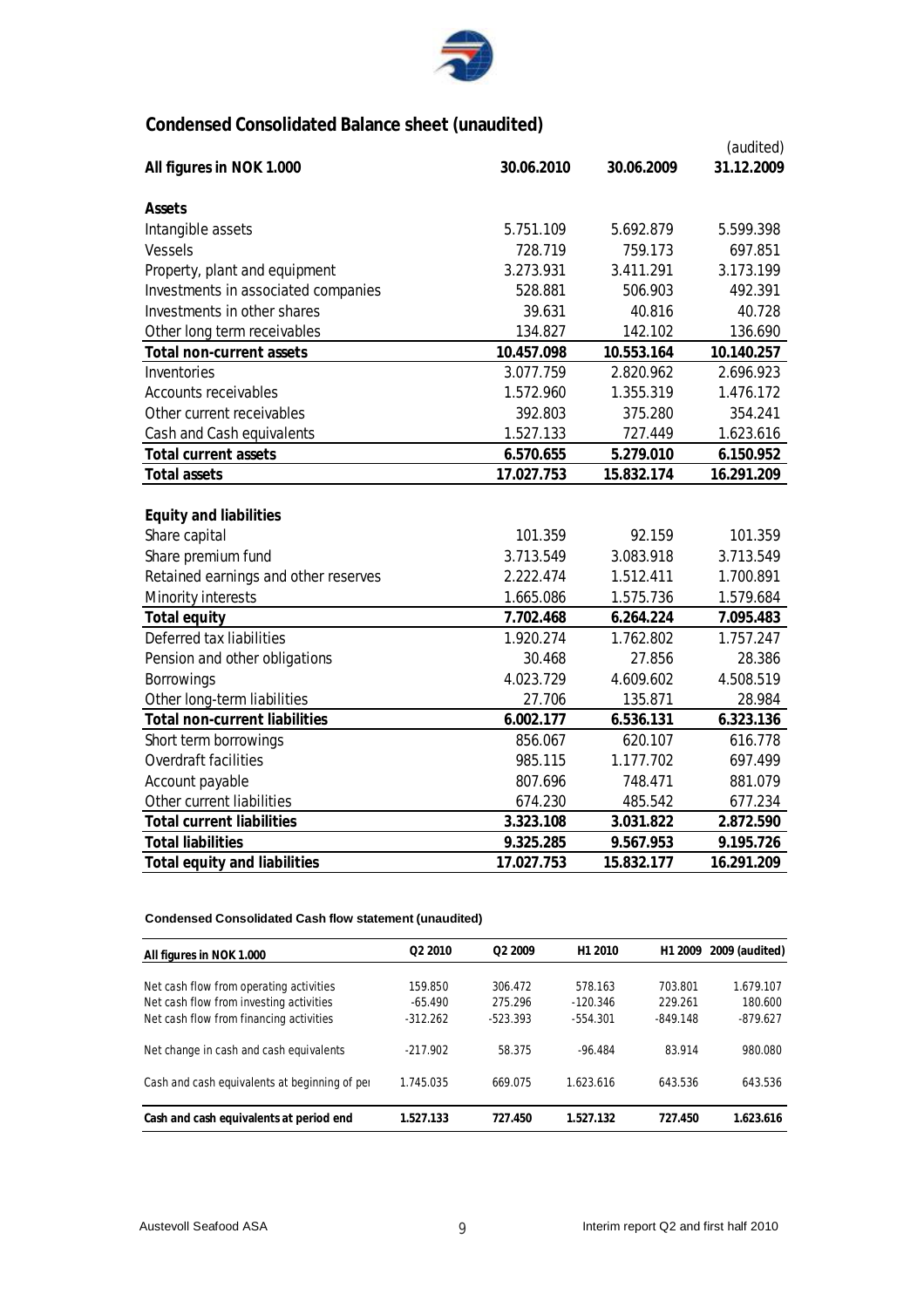## Condensed Consolidated Balance sheet (unaudited)

| All figures in NOK 1.000 | 30.06.2010 | 30.06.2009 | (audited) 31.12.2009 |
|---|---|---|---|
| **Assets** | | | |
| Intangible assets | 5.751.109 | 5.692.879 | 5.599.398 |
| Vessels | 728.719 | 759.173 | 697.851 |
| Property, plant and equipment | 3.273.931 | 3.411.291 | 3.173.199 |
| Investments in associated companies | 528.881 | 506.903 | 492.391 |
| Investments in other shares | 39.631 | 40.816 | 40.728 |
| Other long term receivables | 134.827 | 142.102 | 136.690 |
| **Total non-current assets** | **10.457.098** | **10.553.164** | **10.140.257** |
| Inventories | 3.077.759 | 2.820.962 | 2.696.923 |
| Accounts receivables | 1.572.960 | 1.355.319 | 1.476.172 |
| Other current receivables | 392.803 | 375.280 | 354.241 |
| Cash and Cash equivalents | 1.527.133 | 727.449 | 1.623.616 |
| **Total current assets** | **6.570.655** | **5.279.010** | **6.150.952** |
| **Total assets** | **17.027.753** | **15.832.174** | **16.291.209** |
| | | | |
| **Equity and liabilities** | | | |
| Share capital | 101.359 | 92.159 | 101.359 |
| Share premium fund | 3.713.549 | 3.083.918 | 3.713.549 |
| Retained earnings and other reserves | 2.222.474 | 1.512.411 | 1.700.891 |
| Minority interests | 1.665.086 | 1.575.736 | 1.579.684 |
| **Total equity** | **7.702.468** | **6.264.224** | **7.095.483** |
| Deferred tax liabilities | 1.920.274 | 1.762.802 | 1.757.247 |
| Pension and other obligations | 30.468 | 27.856 | 28.386 |
| Borrowings | 4.023.729 | 4.609.602 | 4.508.519 |
| Other long-term liabilities | 27.706 | 135.871 | 28.984 |
| **Total non-current liabilities** | **6.002.177** | **6.536.131** | **6.323.136** |
| Short term borrowings | 856.067 | 620.107 | 616.778 |
| Overdraft facilities | 985.115 | 1.177.702 | 697.499 |
| Account payable | 807.696 | 748.471 | 881.079 |
| Other current liabilities | 674.230 | 485.542 | 677.234 |
| **Total current liabilities** | **3.323.108** | **3.031.822** | **2.872.590** |
| **Total liabilities** | **9.325.285** | **9.567.953** | **9.195.726** |
| **Total equity and liabilities** | **17.027.753** | **15.832.177** | **16.291.209** |

### Condensed Consolidated Cash flow statement (unaudited)

| All figures in NOK 1.000 | Q2 2010 | Q2 2009 | H1 2010 | H1 2009 | 2009 (audited) |
|---|---|---|---|---|---|
| Net cash flow from operating activities | 159.850 | 306.472 | 578.163 | 703.801 | 1.679.107 |
| Net cash flow from investing activities | -65.490 | 275.296 | -120.346 | 229.261 | 180.600 |
| Net cash flow from financing activities | -312.262 | -523.393 | -554.301 | -849.148 | -879.627 |
| Net change in cash and cash equivalents | -217.902 | 58.375 | -96.484 | 83.914 | 980.080 |
| Cash and cash equivalents at beginning of per | 1.745.035 | 669.075 | 1.623.616 | 643.536 | 643.536 |
| **Cash and cash equivalents at period end** | **1.527.133** | **727.450** | **1.527.132** | **727.450** | **1.623.616** |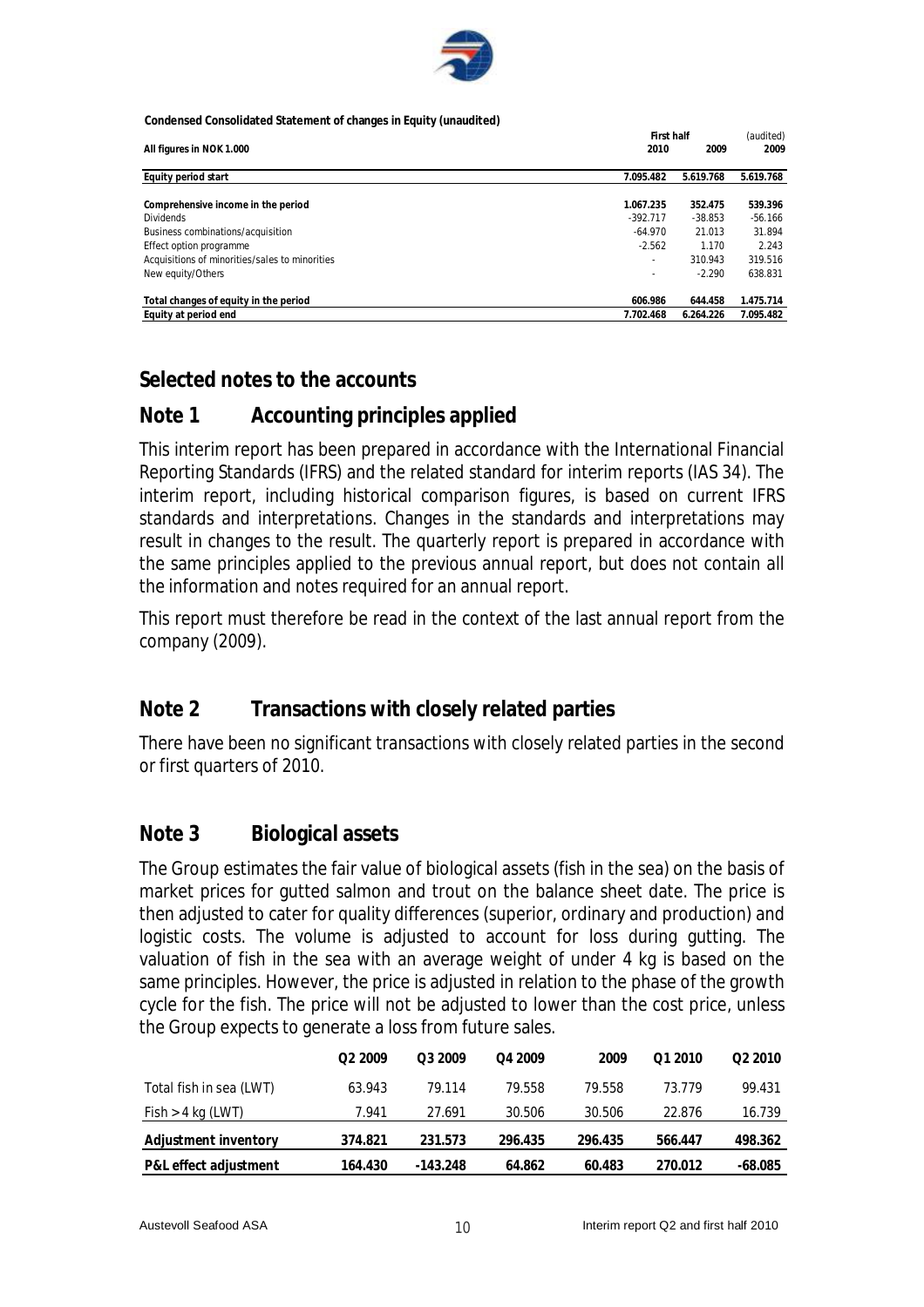**Condensed Consolidated Statement of changes in Equity (unaudited)**

| All figures in NOK 1.000 | First half 2010 | First half 2009 | (audited) 2009 |
|---|---|---|---|
| **Equity period start** | **7.095.482** | **5.619.768** | **5.619.768** |
| **Comprehensive income in the period** | **1.067.235** | **352.475** | **539.396** |
| Dividends | -392.717 | -38.853 | -56.166 |
| Business combinations/acquisition | -64.970 | 21.013 | 31.894 |
| Effect option programme | -2.562 | 1.170 | 2.243 |
| Acquisitions of minorities/sales to minorities | - | 310.943 | 319.516 |
| New equity/Others | - | -2.290 | 638.831 |
| **Total changes of equity in the period** | **606.986** | **644.458** | **1.475.714** |
| **Equity at period end** | **7.702.468** | **6.264.226** | **7.095.482** |

## Selected notes to the accounts

## Note 1 Accounting principles applied

This interim report has been prepared in accordance with the International Financial Reporting Standards (IFRS) and the related standard for interim reports (IAS 34). The interim report, including historical comparison figures, is based on current IFRS standards and interpretations. Changes in the standards and interpretations may result in changes to the result. The quarterly report is prepared in accordance with the same principles applied to the previous annual report, but does not contain all the information and notes required for an annual report.

This report must therefore be read in the context of the last annual report from the company (2009).

## Note 2 Transactions with closely related parties

There have been no significant transactions with closely related parties in the second or first quarters of 2010.

## Note 3 Biological assets

The Group estimates the fair value of biological assets (fish in the sea) on the basis of market prices for gutted salmon and trout on the balance sheet date. The price is then adjusted to cater for quality differences (superior, ordinary and production) and logistic costs. The volume is adjusted to account for loss during gutting. The valuation of fish in the sea with an average weight of under 4 kg is based on the same principles. However, the price is adjusted in relation to the phase of the growth cycle for the fish. The price will not be adjusted to lower than the cost price, unless the Group expects to generate a loss from future sales.

| | Q2 2009 | Q3 2009 | Q4 2009 | 2009 | Q1 2010 | Q2 2010 |
|---|---|---|---|---|---|---|
| Total fish in sea (LWT) | 63.943 | 79.114 | 79.558 | 79.558 | 73.779 | 99.431 |
| Fish > 4 kg (LWT) | 7.941 | 27.691 | 30.506 | 30.506 | 22.876 | 16.739 |
| **Adjustment inventory** | **374.821** | **231.573** | **296.435** | **296.435** | **566.447** | **498.362** |
| **P&L effect adjustment** | **164.430** | **-143.248** | **64.862** | **60.483** | **270.012** | **-68.085** |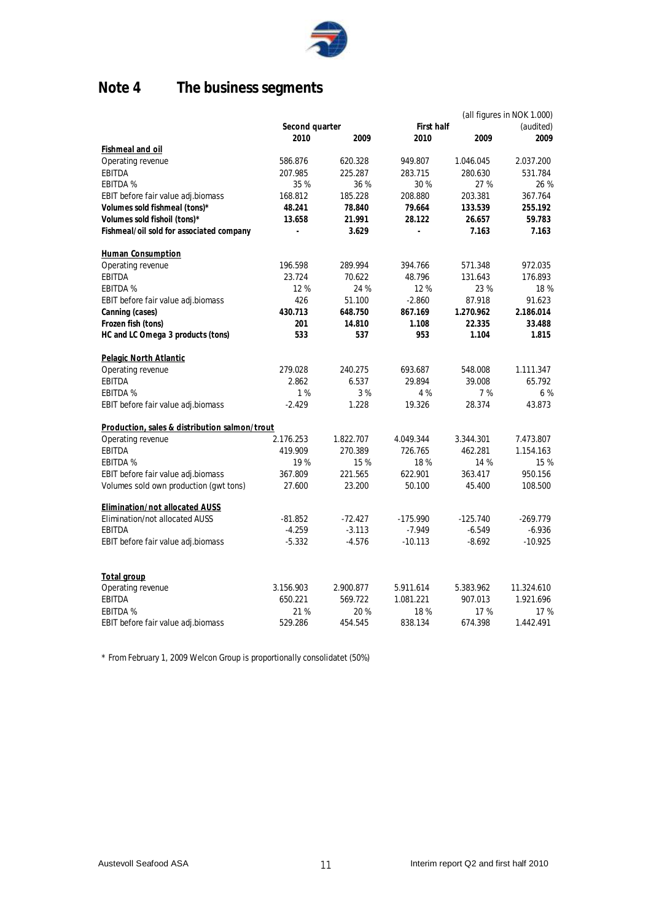# Note 4 The business segments

(all figures in NOK 1.000)

| | Second quarter | | First half | | (audited) |
|---|---|---|---|---|---|
| | 2010 | 2009 | 2010 | 2009 | 2009 |
| **Fishmeal and oil** | | | | | |
| Operating revenue | 586.876 | 620.328 | 949.807 | 1.046.045 | 2.037.200 |
| EBITDA | 207.985 | 225.287 | 283.715 | 280.630 | 531.784 |
| EBITDA % | 35 % | 36 % | 30 % | 27 % | 26 % |
| EBIT before fair value adj.biomass | 168.812 | 185.228 | 208.880 | 203.381 | 367.764 |
| **Volumes sold fishmeal (tons)*** | **48.241** | **78.840** | **79.664** | **133.539** | **255.192** |
| **Volumes sold fishoil (tons)*** | **13.658** | **21.991** | **28.122** | **26.657** | **59.783** |
| **Fishmeal/oil sold for associated company** | **-** | **3.629** | **-** | **7.163** | **7.163** |
| **Human Consumption** | | | | | |
| Operating revenue | 196.598 | 289.994 | 394.766 | 571.348 | 972.035 |
| EBITDA | 23.724 | 70.622 | 48.796 | 131.643 | 176.893 |
| EBITDA % | 12 % | 24 % | 12 % | 23 % | 18 % |
| EBIT before fair value adj.biomass | 426 | 51.100 | -2.860 | 87.918 | 91.623 |
| **Canning (cases)** | **430.713** | **648.750** | **867.169** | **1.270.962** | **2.186.014** |
| **Frozen fish (tons)** | **201** | **14.810** | **1.108** | **22.335** | **33.488** |
| **HC and LC Omega 3 products (tons)** | **533** | **537** | **953** | **1.104** | **1.815** |
| **Pelagic North Atlantic** | | | | | |
| Operating revenue | 279.028 | 240.275 | 693.687 | 548.008 | 1.111.347 |
| EBITDA | 2.862 | 6.537 | 29.894 | 39.008 | 65.792 |
| EBITDA % | 1 % | 3 % | 4 % | 7 % | 6 % |
| EBIT before fair value adj.biomass | -2.429 | 1.228 | 19.326 | 28.374 | 43.873 |
| **Production, sales & distribution salmon/trout** | | | | | |
| Operating revenue | 2.176.253 | 1.822.707 | 4.049.344 | 3.344.301 | 7.473.807 |
| EBITDA | 419.909 | 270.389 | 726.765 | 462.281 | 1.154.163 |
| EBITDA % | 19 % | 15 % | 18 % | 14 % | 15 % |
| EBIT before fair value adj.biomass | 367.809 | 221.565 | 622.901 | 363.417 | 950.156 |
| Volumes sold own production (gwt tons) | 27.600 | 23.200 | 50.100 | 45.400 | 108.500 |
| **Elimination/not allocated AUSS** | | | | | |
| Elimination/not allocated AUSS | -81.852 | -72.427 | -175.990 | -125.740 | -269.779 |
| EBITDA | -4.259 | -3.113 | -7.949 | -6.549 | -6.936 |
| EBIT before fair value adj.biomass | -5.332 | -4.576 | -10.113 | -8.692 | -10.925 |
| **Total group** | | | | | |
| Operating revenue | 3.156.903 | 2.900.877 | 5.911.614 | 5.383.962 | 11.324.610 |
| EBITDA | 650.221 | 569.722 | 1.081.221 | 907.013 | 1.921.696 |
| EBITDA % | 21 % | 20 % | 18 % | 17 % | 17 % |
| EBIT before fair value adj.biomass | 529.286 | 454.545 | 838.134 | 674.398 | 1.442.491 |

* From February 1, 2009 Welcon Group is proportionally consolidatet (50%)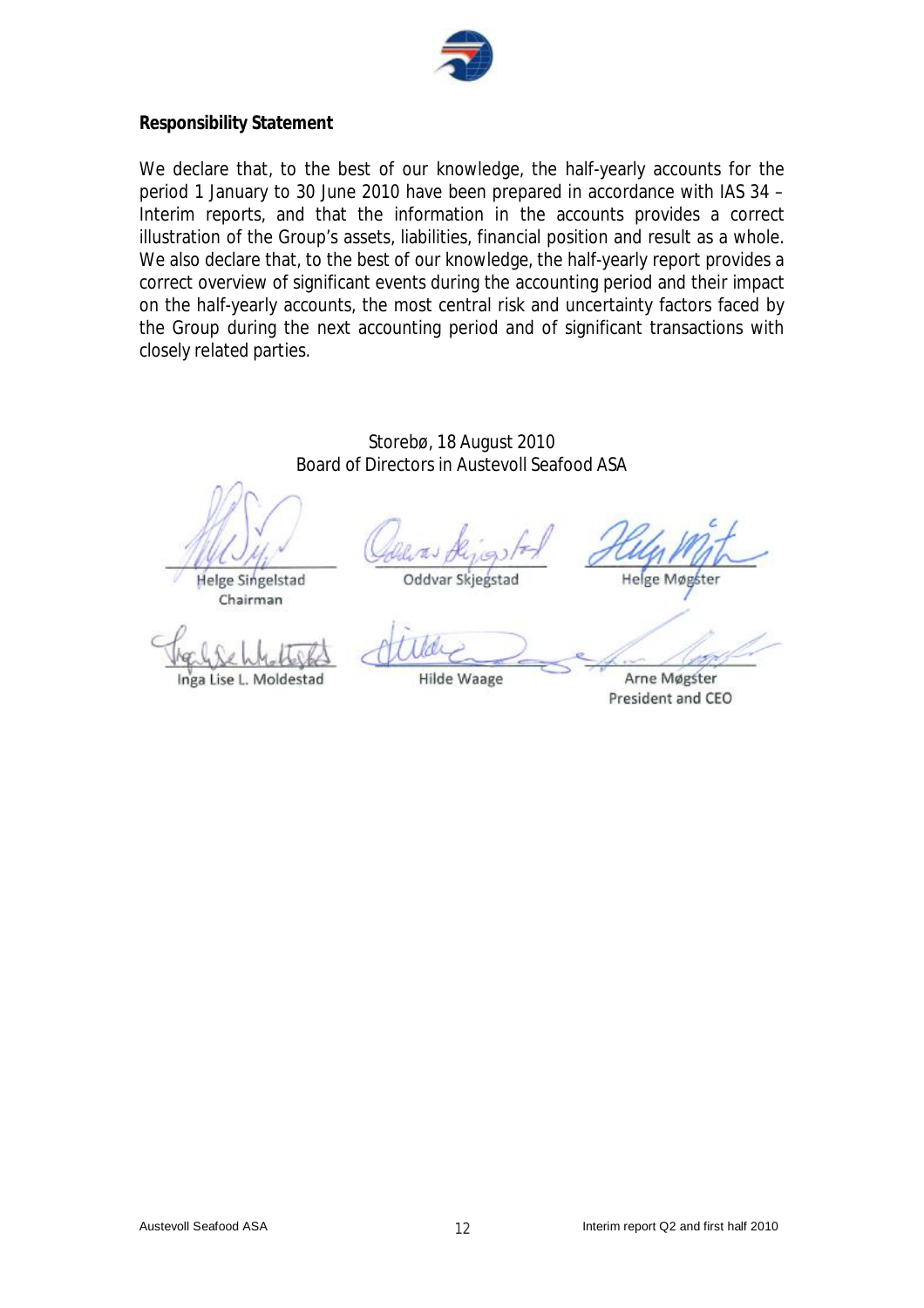**Responsibility Statement**

We declare that, to the best of our knowledge, the half-yearly accounts for the period 1 January to 30 June 2010 have been prepared in accordance with IAS 34 – Interim reports, and that the information in the accounts provides a correct illustration of the Group's assets, liabilities, financial position and result as a whole. We also declare that, to the best of our knowledge, the half-yearly report provides a correct overview of significant events during the accounting period and their impact on the half-yearly accounts, the most central risk and uncertainty factors faced by the Group during the next accounting period and of significant transactions with closely related parties.

Storebø, 18 August 2010
Board of Directors in Austevoll Seafood ASA

Helge Singelstad
Chairman

Oddvar Skjegstad

Helge Møgster

Inga Lise L. Moldestad

Hilde Waage

Arne Møgster
President and CEO